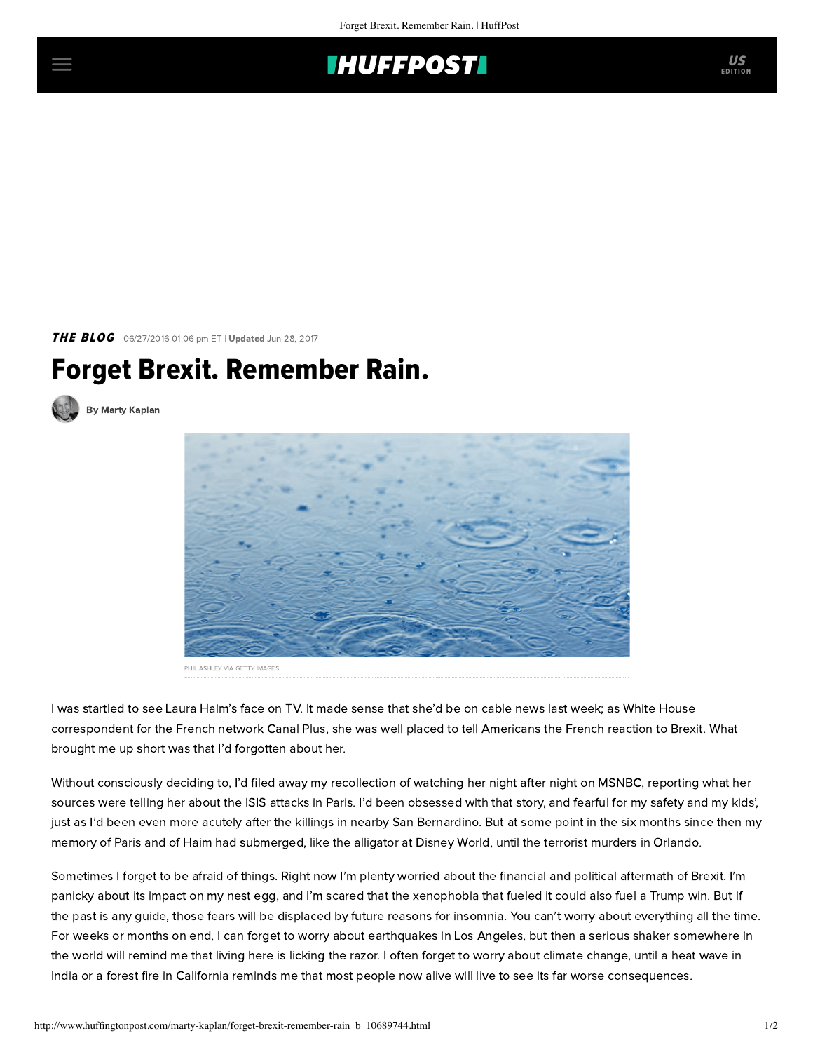**THE BLOG** 06/27/2016 01:06 pm ET | **Updated** Jun 28, 2017

# Forget Brexit. Remember Rain.

By Marty Kaplan

PHIL ASHLEY VIA GETTY IMAGES

I was startled to see Laura Haim's face on TV. It made sense that she'd be on cable news last week; as White House correspondent for the French network Canal Plus, she was well placed to tell Americans the French reaction to Brexit. What brought me up short was that I'd forgotten about her.

Without consciously deciding to, I'd filed away my recollection of watching her night after night on MSNBC, reporting what her sources were telling her about the ISIS attacks in Paris. I'd been obsessed with that story, and fearful for my safety and my kids', just as I'd been even more acutely after the killings in nearby San Bernardino. But at some point in the six months since then my memory of Paris and of Haim had submerged, like the alligator at Disney World, until the terrorist murders in Orlando.

Sometimes I forget to be afraid of things. Right now I'm plenty worried about the financial and political aftermath of Brexit. I'm panicky about its impact on my nest egg, and I'm scared that the xenophobia that fueled it could also fuel a Trump win. But if the past is any guide, those fears will be displaced by future reasons for insomnia. You can't worry about everything all the time. For weeks or months on end, I can forget to worry about earthquakes in Los Angeles, but then a serious shaker somewhere in the world will remind me that living here is licking the razor. I often forget to worry about climate change, until a heat wave in India or a forest fire in California reminds me that most people now alive will live to see its far worse consequences.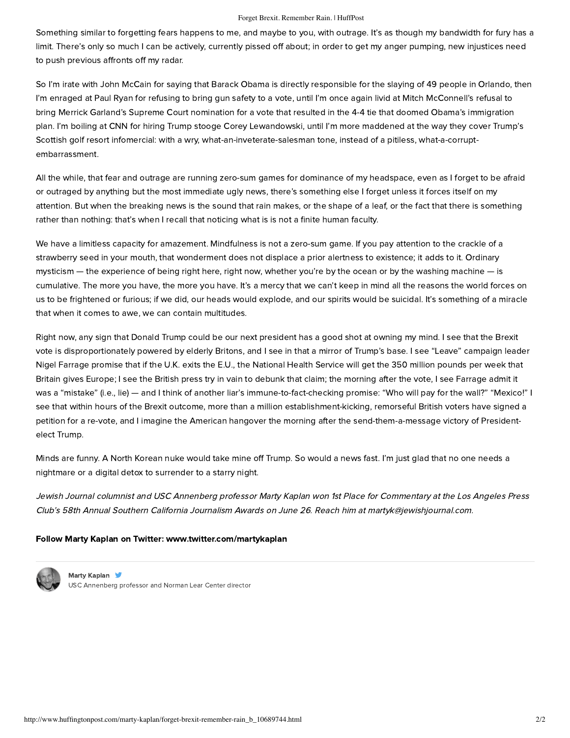Something similar to forgetting fears happens to me, and maybe to you, with outrage. It's as though my bandwidth for fury has a limit. There's only so much I can be actively, currently pissed off about; in order to get my anger pumping, new injustices need to push previous affronts off my radar.

So I'm irate with John McCain for saying that Barack Obama is directly responsible for the slaying of 49 people in Orlando, then I'm enraged at Paul Ryan for refusing to bring gun safety to a vote, until I'm once again livid at Mitch McConnell's refusal to bring Merrick Garland's Supreme Court nomination for a vote that resulted in the 4-4 tie that doomed Obama's immigration plan. I'm boiling at CNN for hiring Trump stooge Corey Lewandowski, until I'm more maddened at the way they cover Trump's Scottish golf resort infomercial: with a wry, what-an-inveterate-salesman tone, instead of a pitiless, what-a-corrupt-embarrassment.

All the while, that fear and outrage are running zero-sum games for dominance of my headspace, even as I forget to be afraid or outraged by anything but the most immediate ugly news, there's something else I forget unless it forces itself on my attention. But when the breaking news is the sound that rain makes, or the shape of a leaf, or the fact that there is something rather than nothing: that's when I recall that noticing what is is not a finite human faculty.

We have a limitless capacity for amazement. Mindfulness is not a zero-sum game. If you pay attention to the crackle of a strawberry seed in your mouth, that wonderment does not displace a prior alertness to existence; it adds to it. Ordinary mysticism — the experience of being right here, right now, whether you're by the ocean or by the washing machine — is cumulative. The more you have, the more you have. It's a mercy that we can't keep in mind all the reasons the world forces on us to be frightened or furious; if we did, our heads would explode, and our spirits would be suicidal. It's something of a miracle that when it comes to awe, we can contain multitudes.

Right now, any sign that Donald Trump could be our next president has a good shot at owning my mind. I see that the Brexit vote is disproportionately powered by elderly Britons, and I see in that a mirror of Trump's base. I see "Leave" campaign leader Nigel Farrage promise that if the U.K. exits the E.U., the National Health Service will get the 350 million pounds per week that Britain gives Europe; I see the British press try in vain to debunk that claim; the morning after the vote, I see Farrage admit it was a "mistake" (i.e., lie) — and I think of another liar's immune-to-fact-checking promise: "Who will pay for the wall?" "Mexico!" I see that within hours of the Brexit outcome, more than a million establishment-kicking, remorseful British voters have signed a petition for a re-vote, and I imagine the American hangover the morning after the send-them-a-message victory of President-elect Trump.

Minds are funny. A North Korean nuke would take mine off Trump. So would a news fast. I'm just glad that no one needs a nightmare or a digital detox to surrender to a starry night.

*Jewish Journal columnist and USC Annenberg professor Marty Kaplan won 1st Place for Commentary at the Los Angeles Press Club's 58th Annual Southern California Journalism Awards on June 26. Reach him at martyk@jewishjournal.com.*

**Follow Marty Kaplan on Twitter: www.twitter.com/martykaplan**

---

Marty Kaplan

USC Annenberg professor and Norman Lear Center director